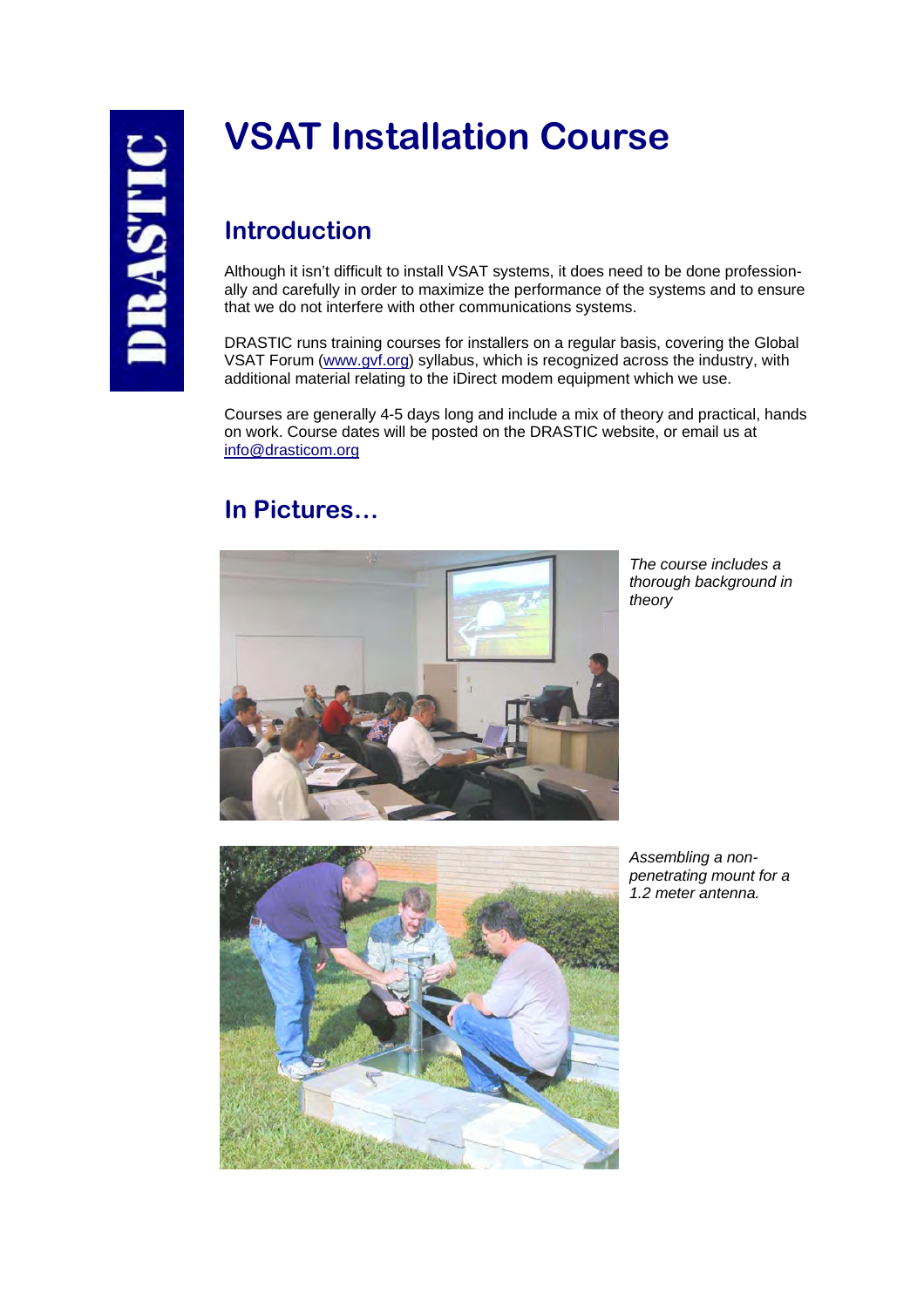# VSAT Installation Course

## Introduction

Although it isn't difficult to install VSAT systems, it does need to be done professionally and carefully in order to maximize the performance of the systems and to ensure that we do not interfere with other communications systems.

DRASTIC runs training courses for installers on a regular basis, covering the Global VSAT Forum (www.gvf.org) syllabus, which is recognized across the industry, with additional material relating to the iDirect modem equipment which we use.

Courses are generally 4-5 days long and include a mix of theory and practical, hands on work. Course dates will be posted on the DRASTIC website, or email us at info@drasticom.org

## In Pictures…

*The course includes a thorough background in theory*

*Assembling a non-penetrating mount for a 1.2 meter antenna.*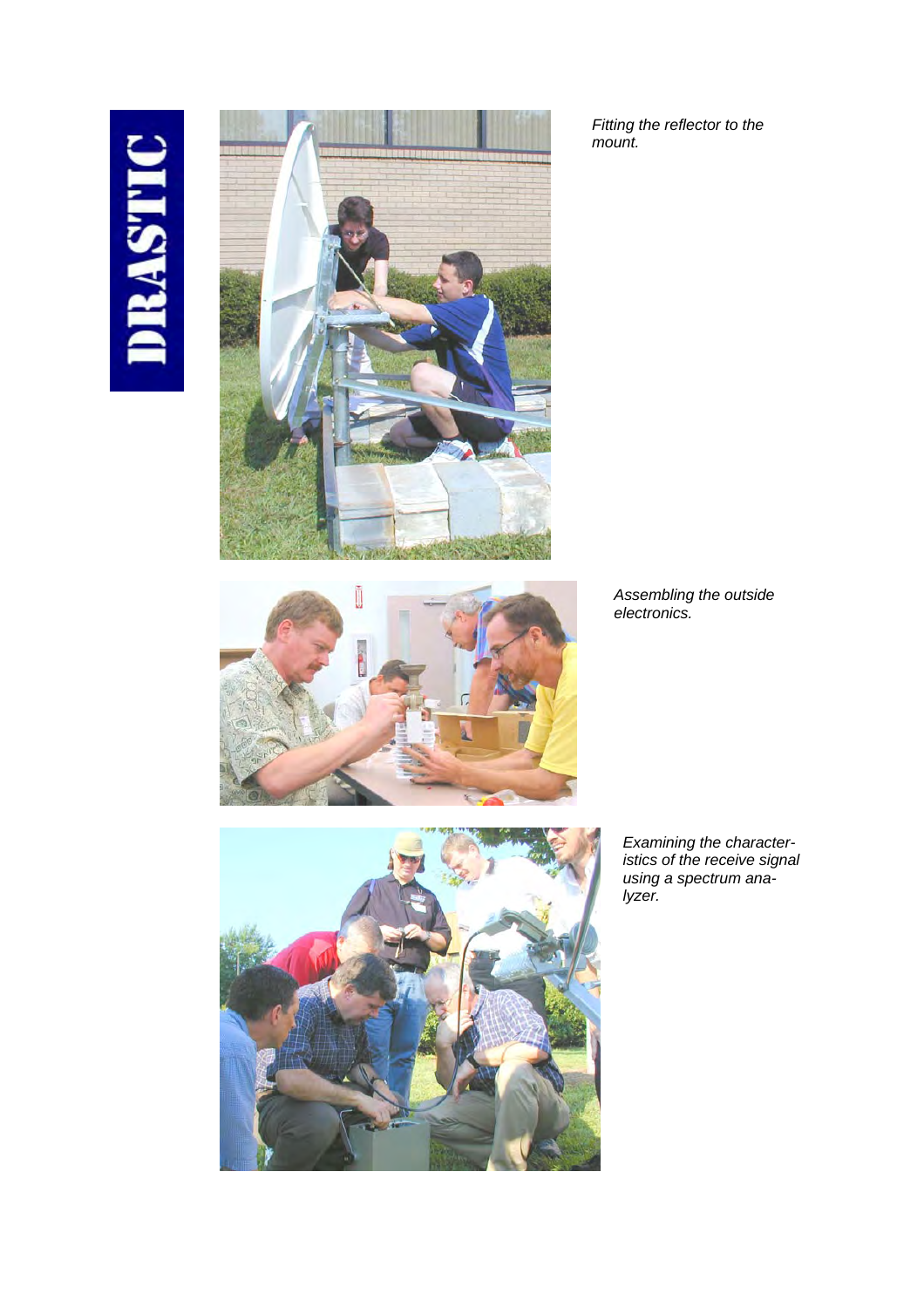*Fitting the reflector to the mount.*

*Assembling the outside electronics.*

*Examining the characteristics of the receive signal using a spectrum analyzer.*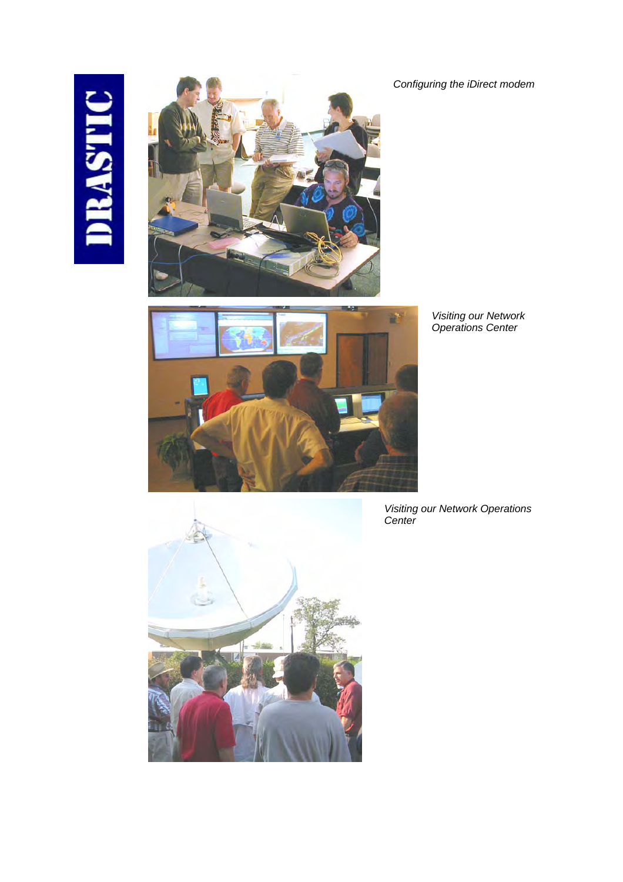DRASTIC

*Configuring the iDirect modem*

*Visiting our Network Operations Center*

*Visiting our Network Operations Center*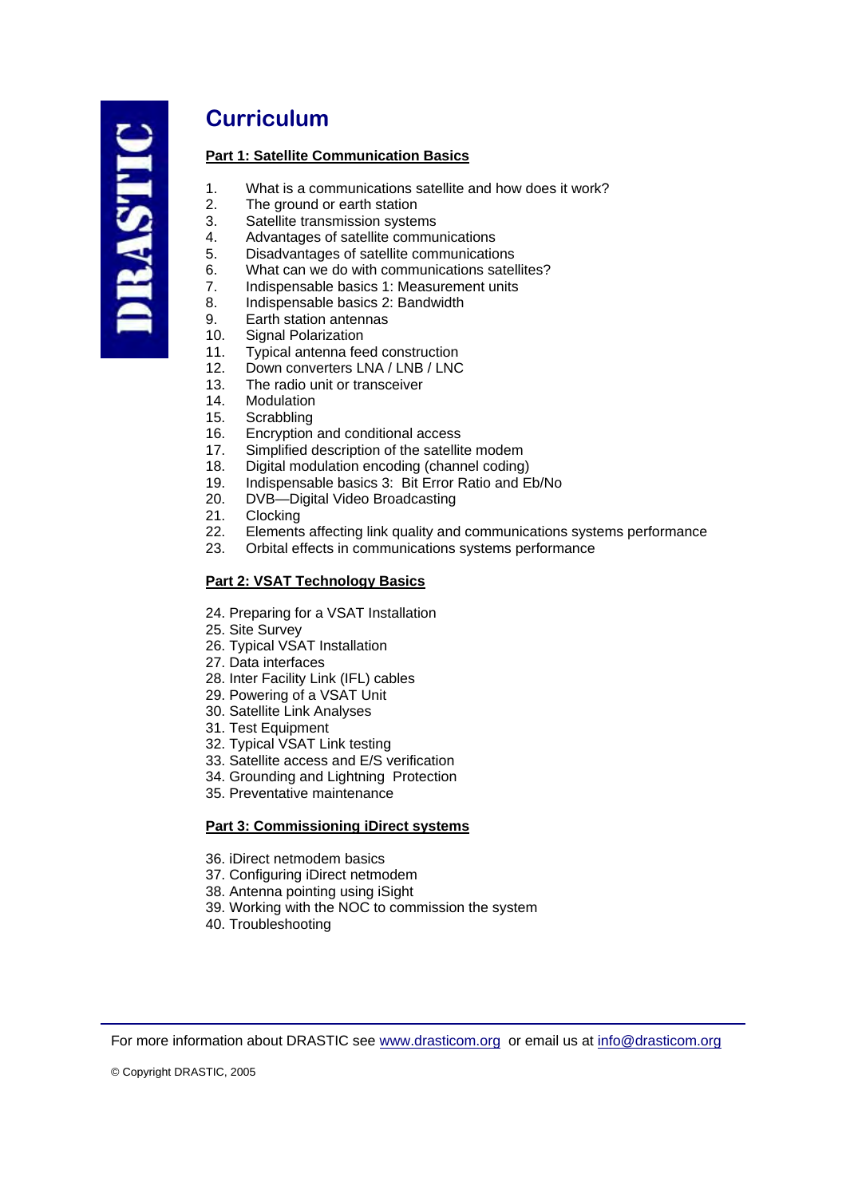DRASTIC

# Curriculum

**Part 1: Satellite Communication Basics**

1. What is a communications satellite and how does it work?
2. The ground or earth station
3. Satellite transmission systems
4. Advantages of satellite communications
5. Disadvantages of satellite communications
6. What can we do with communications satellites?
7. Indispensable basics 1: Measurement units
8. Indispensable basics 2: Bandwidth
9. Earth station antennas
10. Signal Polarization
11. Typical antenna feed construction
12. Down converters LNA / LNB / LNC
13. The radio unit or transceiver
14. Modulation
15. Scrabbling
16. Encryption and conditional access
17. Simplified description of the satellite modem
18. Digital modulation encoding (channel coding)
19. Indispensable basics 3: Bit Error Ratio and Eb/No
20. DVB—Digital Video Broadcasting
21. Clocking
22. Elements affecting link quality and communications systems performance
23. Orbital effects in communications systems performance

**Part 2: VSAT Technology Basics**

24. Preparing for a VSAT Installation
25. Site Survey
26. Typical VSAT Installation
27. Data interfaces
28. Inter Facility Link (IFL) cables
29. Powering of a VSAT Unit
30. Satellite Link Analyses
31. Test Equipment
32. Typical VSAT Link testing
33. Satellite access and E/S verification
34. Grounding and Lightning Protection
35. Preventative maintenance

**Part 3: Commissioning iDirect systems**

36. iDirect netmodem basics
37. Configuring iDirect netmodem
38. Antenna pointing using iSight
39. Working with the NOC to commission the system
40. Troubleshooting

For more information about DRASTIC see www.drasticom.org or email us at info@drasticom.org

© Copyright DRASTIC, 2005